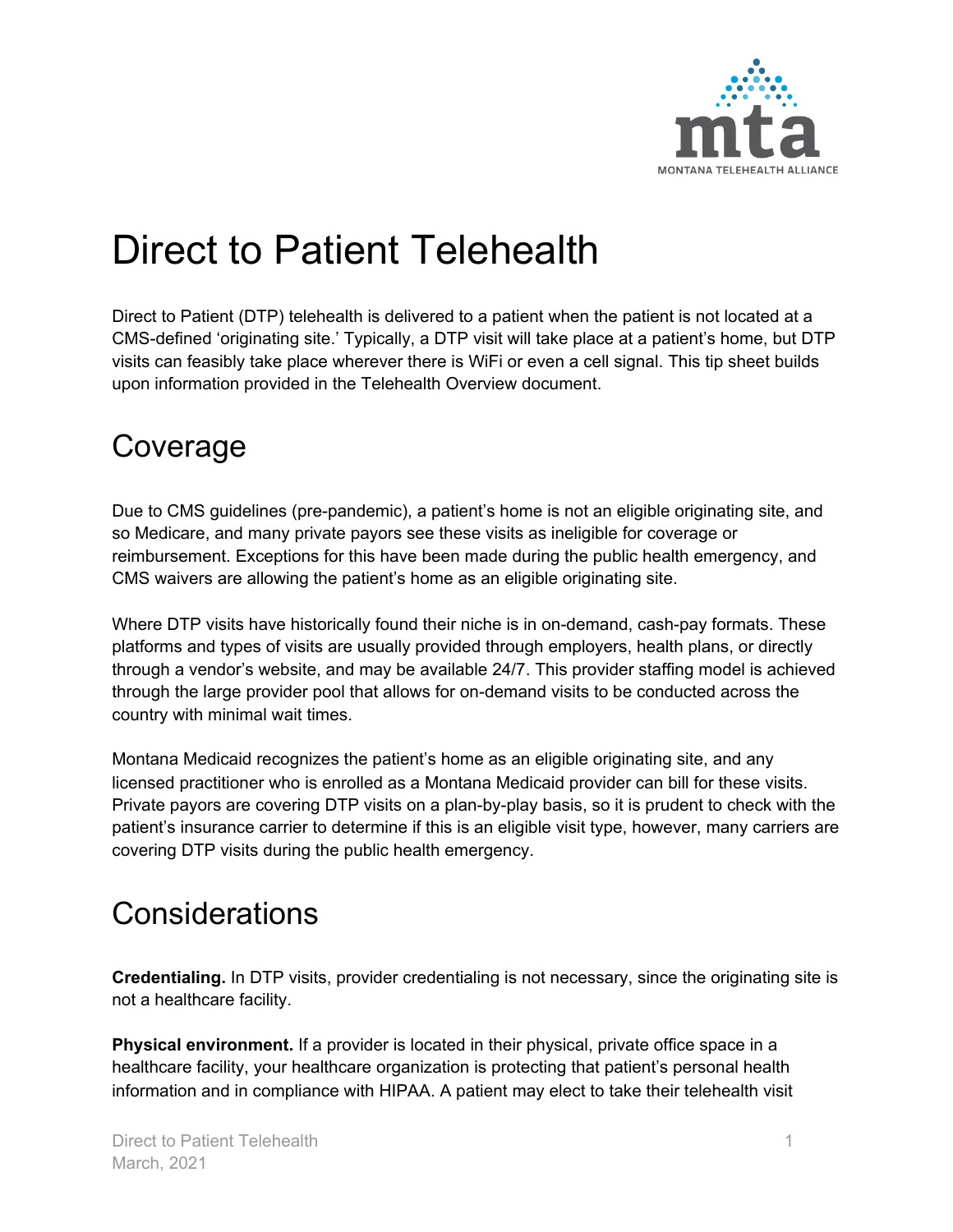# Direct to Patient Telehealth

Direct to Patient (DTP) telehealth is delivered to a patient when the patient is not located at a CMS-defined 'originating site.' Typically, a DTP visit will take place at a patient's home, but DTP visits can feasibly take place wherever there is WiFi or even a cell signal. This tip sheet builds upon information provided in the Telehealth Overview document.

## Coverage

Due to CMS guidelines (pre-pandemic), a patient's home is not an eligible originating site, and so Medicare, and many private payors see these visits as ineligible for coverage or reimbursement. Exceptions for this have been made during the public health emergency, and CMS waivers are allowing the patient's home as an eligible originating site.

Where DTP visits have historically found their niche is in on-demand, cash-pay formats. These platforms and types of visits are usually provided through employers, health plans, or directly through a vendor's website, and may be available 24/7. This provider staffing model is achieved through the large provider pool that allows for on-demand visits to be conducted across the country with minimal wait times.

Montana Medicaid recognizes the patient's home as an eligible originating site, and any licensed practitioner who is enrolled as a Montana Medicaid provider can bill for these visits. Private payors are covering DTP visits on a plan-by-play basis, so it is prudent to check with the patient's insurance carrier to determine if this is an eligible visit type, however, many carriers are covering DTP visits during the public health emergency.

## Considerations

**Credentialing.** In DTP visits, provider credentialing is not necessary, since the originating site is not a healthcare facility.

**Physical environment.** If a provider is located in their physical, private office space in a healthcare facility, your healthcare organization is protecting that patient's personal health information and in compliance with HIPAA. A patient may elect to take their telehealth visit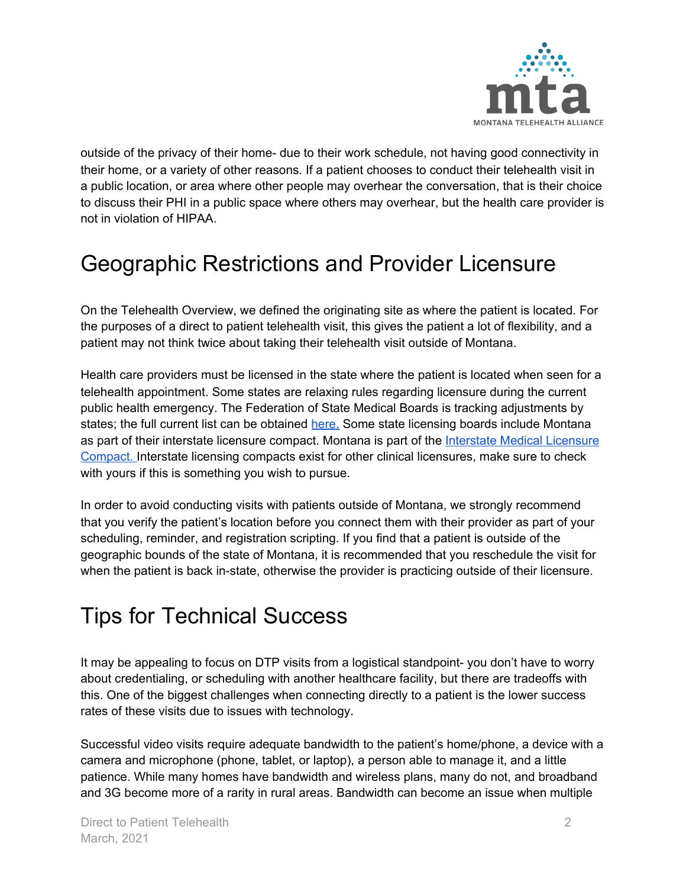outside of the privacy of their home- due to their work schedule, not having good connectivity in their home, or a variety of other reasons. If a patient chooses to conduct their telehealth visit in a public location, or area where other people may overhear the conversation, that is their choice to discuss their PHI in a public space where others may overhear, but the health care provider is not in violation of HIPAA.

# Geographic Restrictions and Provider Licensure

On the Telehealth Overview, we defined the originating site as where the patient is located. For the purposes of a direct to patient telehealth visit, this gives the patient a lot of flexibility, and a patient may not think twice about taking their telehealth visit outside of Montana.

Health care providers must be licensed in the state where the patient is located when seen for a telehealth appointment. Some states are relaxing rules regarding licensure during the current public health emergency. The Federation of State Medical Boards is tracking adjustments by states; the full current list can be obtained here. Some state licensing boards include Montana as part of their interstate licensure compact. Montana is part of the Interstate Medical Licensure Compact. Interstate licensing compacts exist for other clinical licensures, make sure to check with yours if this is something you wish to pursue.

In order to avoid conducting visits with patients outside of Montana, we strongly recommend that you verify the patient's location before you connect them with their provider as part of your scheduling, reminder, and registration scripting. If you find that a patient is outside of the geographic bounds of the state of Montana, it is recommended that you reschedule the visit for when the patient is back in-state, otherwise the provider is practicing outside of their licensure.

# Tips for Technical Success

It may be appealing to focus on DTP visits from a logistical standpoint- you don't have to worry about credentialing, or scheduling with another healthcare facility, but there are tradeoffs with this. One of the biggest challenges when connecting directly to a patient is the lower success rates of these visits due to issues with technology.

Successful video visits require adequate bandwidth to the patient's home/phone, a device with a camera and microphone (phone, tablet, or laptop), a person able to manage it, and a little patience. While many homes have bandwidth and wireless plans, many do not, and broadband and 3G become more of a rarity in rural areas. Bandwidth can become an issue when multiple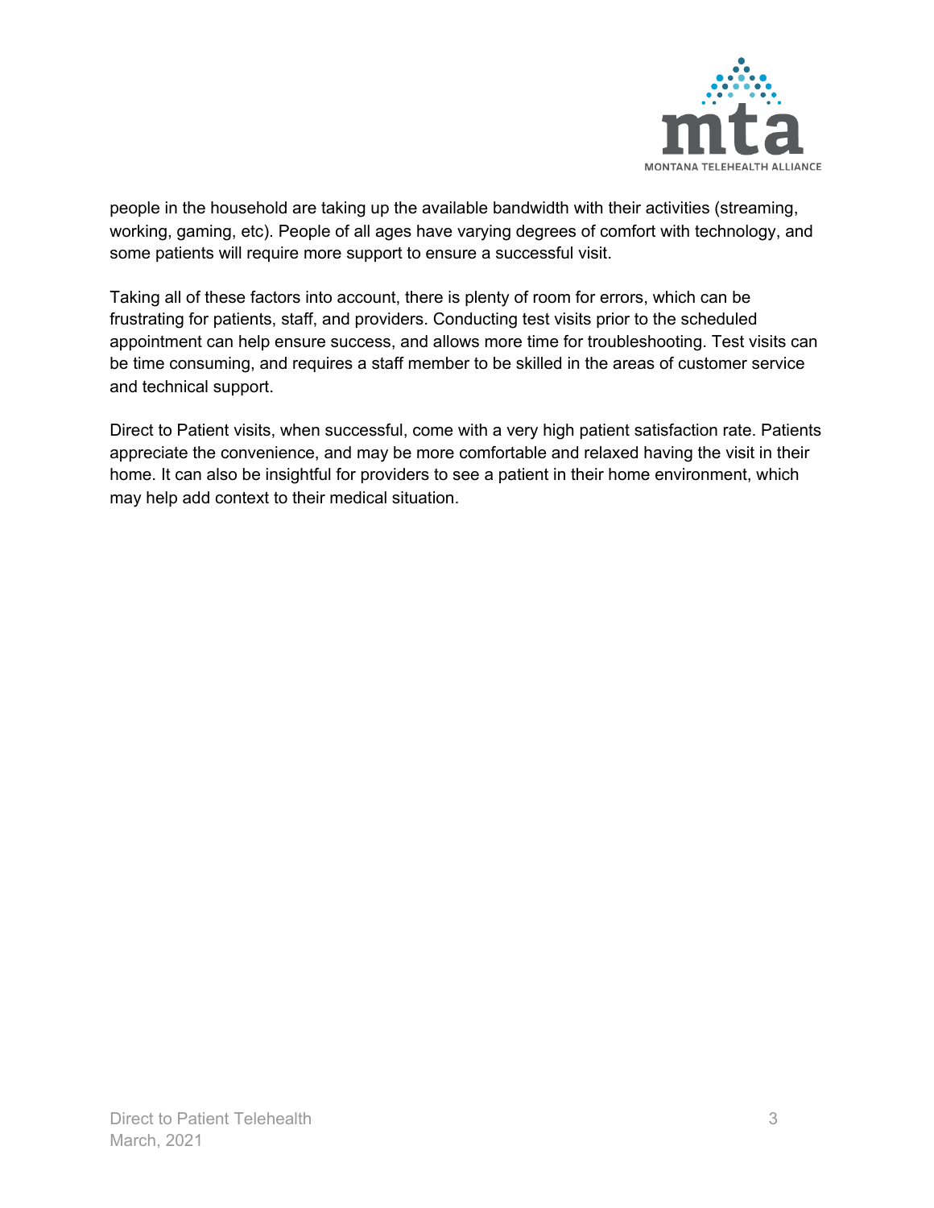people in the household are taking up the available bandwidth with their activities (streaming, working, gaming, etc). People of all ages have varying degrees of comfort with technology, and some patients will require more support to ensure a successful visit.

Taking all of these factors into account, there is plenty of room for errors, which can be frustrating for patients, staff, and providers. Conducting test visits prior to the scheduled appointment can help ensure success, and allows more time for troubleshooting. Test visits can be time consuming, and requires a staff member to be skilled in the areas of customer service and technical support.

Direct to Patient visits, when successful, come with a very high patient satisfaction rate. Patients appreciate the convenience, and may be more comfortable and relaxed having the visit in their home. It can also be insightful for providers to see a patient in their home environment, which may help add context to their medical situation.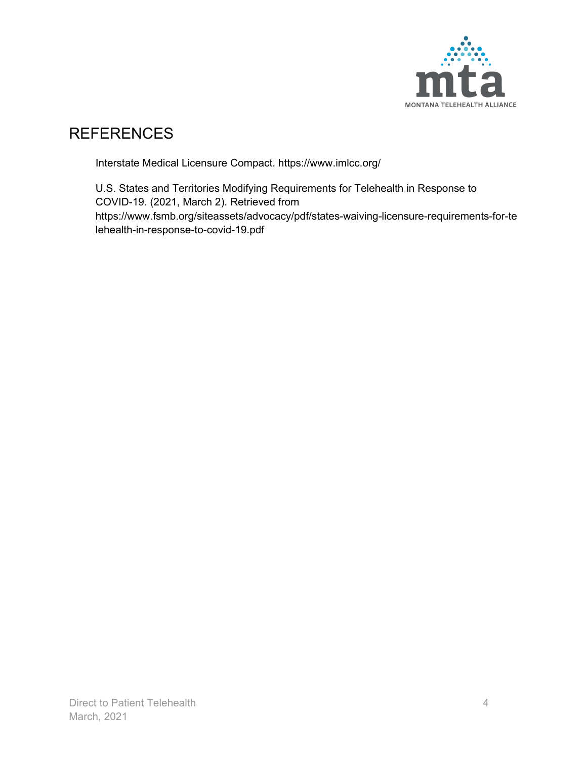## REFERENCES

Interstate Medical Licensure Compact. https://www.imlcc.org/

U.S. States and Territories Modifying Requirements for Telehealth in Response to COVID-19. (2021, March 2). Retrieved from https://www.fsmb.org/siteassets/advocacy/pdf/states-waiving-licensure-requirements-for-telehealth-in-response-to-covid-19.pdf